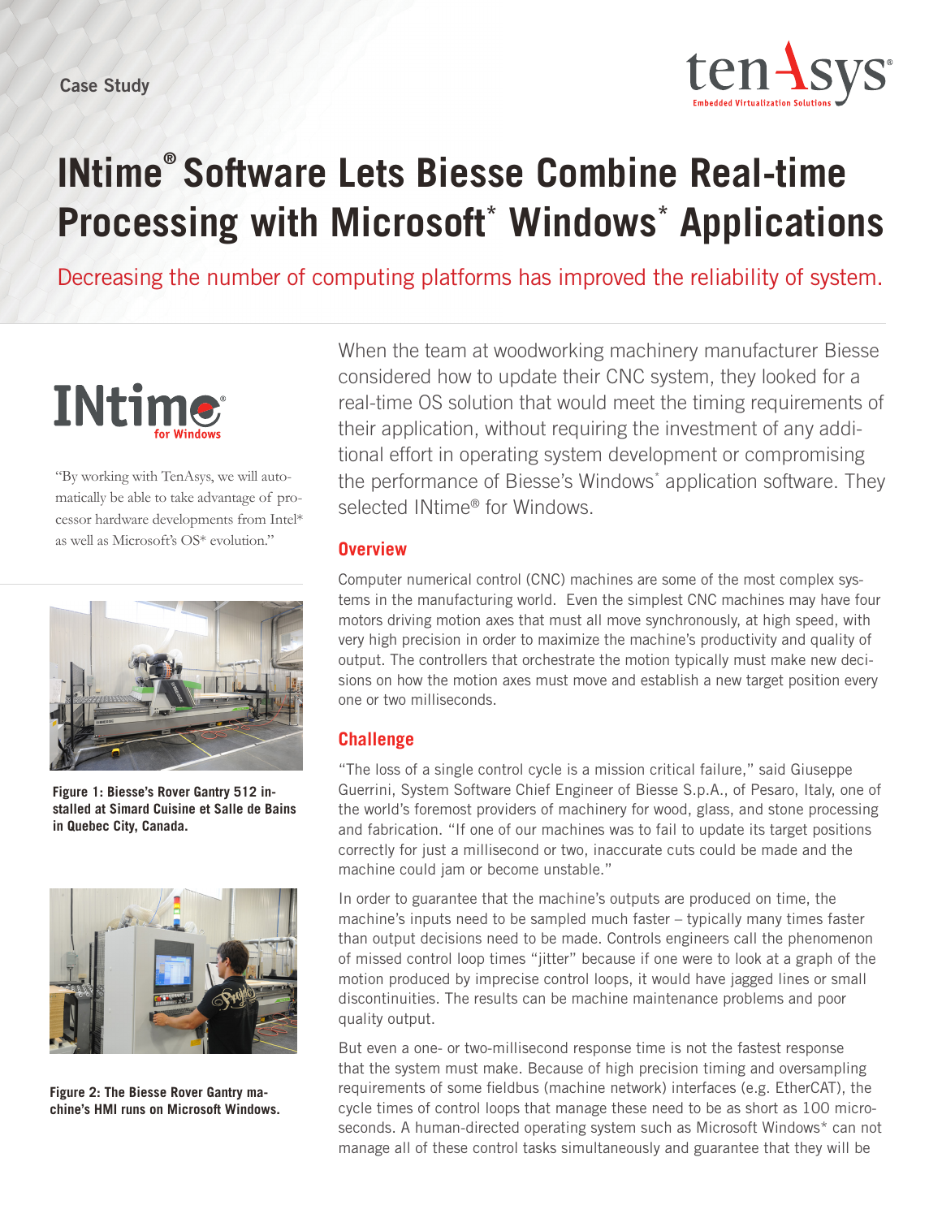Case Study

# INtime® Software Lets Biesse Combine Real-time Processing with Microsoft* Windows* Applications

Decreasing the number of computing platforms has improved the reliability of system.

When the team at woodworking machinery manufacturer Biesse considered how to update their CNC system, they looked for a real-time OS solution that would meet the timing requirements of their application, without requiring the investment of any additional effort in operating system development or compromising the performance of Biesse's Windows* application software. They selected INtime® for Windows.

"By working with TenAsys, we will automatically be able to take advantage of processor hardware developments from Intel* as well as Microsoft's OS* evolution."

Figure 1: Biesse's Rover Gantry 512 installed at Simard Cuisine et Salle de Bains in Quebec City, Canada.

Figure 2: The Biesse Rover Gantry machine's HMI runs on Microsoft Windows.

## Overview

Computer numerical control (CNC) machines are some of the most complex systems in the manufacturing world. Even the simplest CNC machines may have four motors driving motion axes that must all move synchronously, at high speed, with very high precision in order to maximize the machine's productivity and quality of output. The controllers that orchestrate the motion typically must make new decisions on how the motion axes must move and establish a new target position every one or two milliseconds.

## Challenge

"The loss of a single control cycle is a mission critical failure," said Giuseppe Guerrini, System Software Chief Engineer of Biesse S.p.A., of Pesaro, Italy, one of the world's foremost providers of machinery for wood, glass, and stone processing and fabrication. "If one of our machines was to fail to update its target positions correctly for just a millisecond or two, inaccurate cuts could be made and the machine could jam or become unstable."

In order to guarantee that the machine's outputs are produced on time, the machine's inputs need to be sampled much faster – typically many times faster than output decisions need to be made. Controls engineers call the phenomenon of missed control loop times "jitter" because if one were to look at a graph of the motion produced by imprecise control loops, it would have jagged lines or small discontinuities. The results can be machine maintenance problems and poor quality output.

But even a one- or two-millisecond response time is not the fastest response that the system must make. Because of high precision timing and oversampling requirements of some fieldbus (machine network) interfaces (e.g. EtherCAT), the cycle times of control loops that manage these need to be as short as 100 microseconds. A human-directed operating system such as Microsoft Windows* can not manage all of these control tasks simultaneously and guarantee that they will be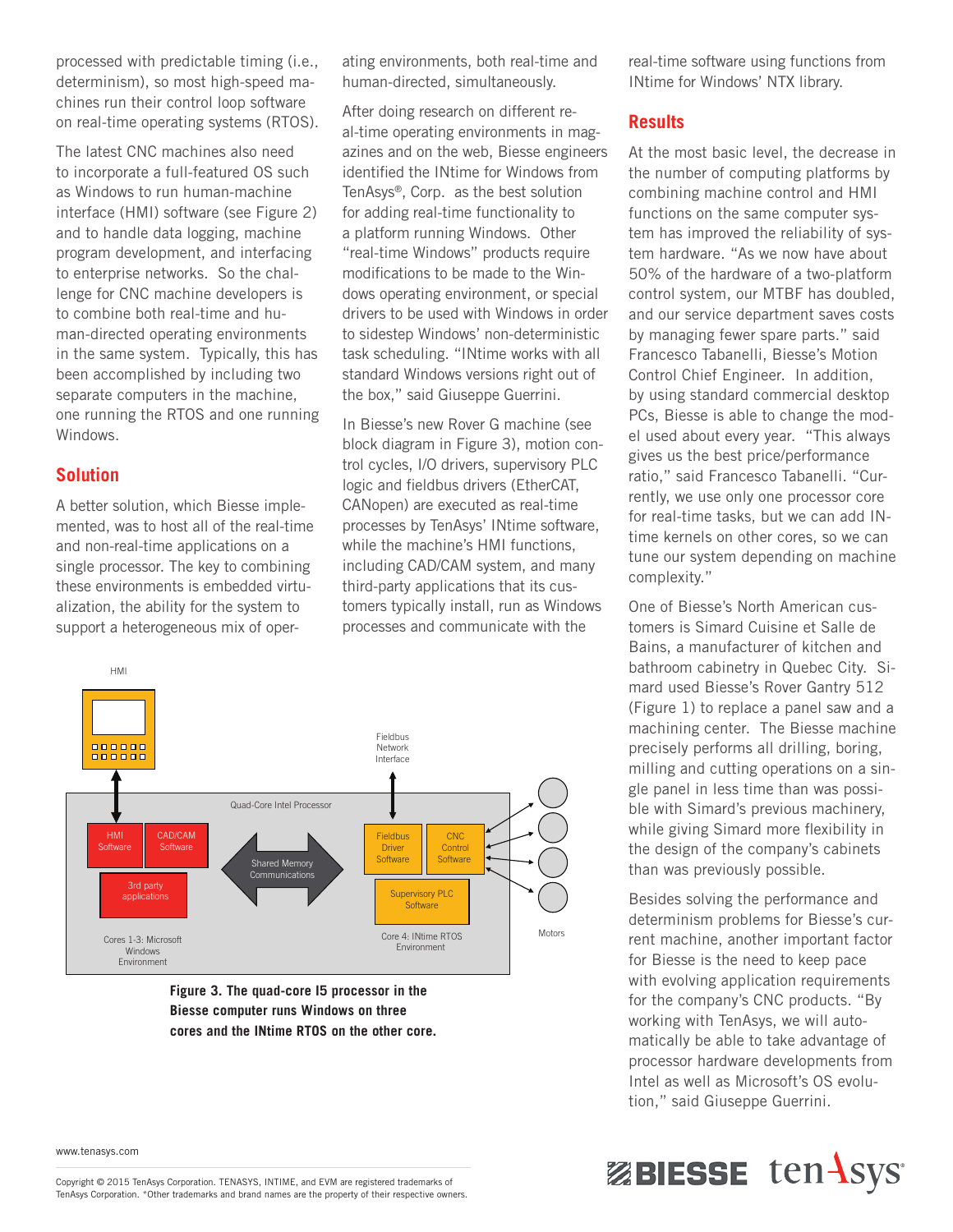processed with predictable timing (i.e., determinism), so most high-speed machines run their control loop software on real-time operating systems (RTOS).

The latest CNC machines also need to incorporate a full-featured OS such as Windows to run human-machine interface (HMI) software (see Figure 2) and to handle data logging, machine program development, and interfacing to enterprise networks. So the challenge for CNC machine developers is to combine both real-time and human-directed operating environments in the same system. Typically, this has been accomplished by including two separate computers in the machine, one running the RTOS and one running Windows.

## Solution

A better solution, which Biesse implemented, was to host all of the real-time and non-real-time applications on a single processor. The key to combining these environments is embedded virtualization, the ability for the system to support a heterogeneous mix of operating environments, both real-time and human-directed, simultaneously.

After doing research on different real-time operating environments in magazines and on the web, Biesse engineers identified the INtime for Windows from TenAsys®, Corp. as the best solution for adding real-time functionality to a platform running Windows. Other "real-time Windows" products require modifications to be made to the Windows operating environment, or special drivers to be used with Windows in order to sidestep Windows' non-deterministic task scheduling. "INtime works with all standard Windows versions right out of the box," said Giuseppe Guerrini.

In Biesse's new Rover G machine (see block diagram in Figure 3), motion control cycles, I/O drivers, supervisory PLC logic and fieldbus drivers (EtherCAT, CANopen) are executed as real-time processes by TenAsys' INtime software, while the machine's HMI functions, including CAD/CAM system, and many third-party applications that its customers typically install, run as Windows processes and communicate with the real-time software using functions from INtime for Windows' NTX library.

HMI

Fieldbus Network Interface

Quad-Core Intel Processor

HMI Software

CAD/CAM Software

3rd party applications

Shared Memory Communications

Fieldbus Driver Software

CNC Control Software

Supervisory PLC Software

Cores 1-3: Microsoft Windows Environment

Core 4: INtime RTOS Environment

Motors

**Figure 3. The quad-core I5 processor in the Biesse computer runs Windows on three cores and the INtime RTOS on the other core.**

## Results

At the most basic level, the decrease in the number of computing platforms by combining machine control and HMI functions on the same computer system has improved the reliability of system hardware. "As we now have about 50% of the hardware of a two-platform control system, our MTBF has doubled, and our service department saves costs by managing fewer spare parts." said Francesco Tabanelli, Biesse's Motion Control Chief Engineer. In addition, by using standard commercial desktop PCs, Biesse is able to change the model used about every year. "This always gives us the best price/performance ratio," said Francesco Tabanelli. "Currently, we use only one processor core for real-time tasks, but we can add INtime kernels on other cores, so we can tune our system depending on machine complexity."

One of Biesse's North American customers is Simard Cuisine et Salle de Bains, a manufacturer of kitchen and bathroom cabinetry in Quebec City. Simard used Biesse's Rover Gantry 512 (Figure 1) to replace a panel saw and a machining center. The Biesse machine precisely performs all drilling, boring, milling and cutting operations on a single panel in less time than was possible with Simard's previous machinery, while giving Simard more flexibility in the design of the company's cabinets than was previously possible.

Besides solving the performance and determinism problems for Biesse's current machine, another important factor for Biesse is the need to keep pace with evolving application requirements for the company's CNC products. "By working with TenAsys, we will automatically be able to take advantage of processor hardware developments from Intel as well as Microsoft's OS evolution," said Giuseppe Guerrini.

www.tenasys.com

Copyright © 2015 TenAsys Corporation. TENASYS, INTIME, and EVM are registered trademarks of TenAsys Corporation. *Other trademarks and brand names are the property of their respective owners.

BIESSE tenAsys